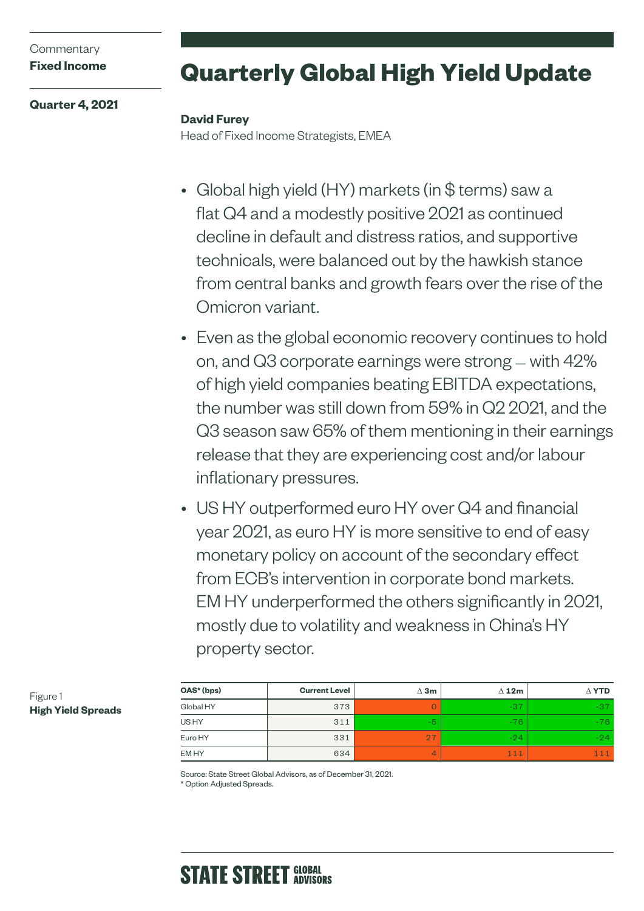Commentary
**Fixed Income**

**Quarter 4, 2021**

# Quarterly Global High Yield Update

**David Furey**
Head of Fixed Income Strategists, EMEA

- Global high yield (HY) markets (in $ terms) saw a flat Q4 and a modestly positive 2021 as continued decline in default and distress ratios, and supportive technicals, were balanced out by the hawkish stance from central banks and growth fears over the rise of the Omicron variant.
- Even as the global economic recovery continues to hold on, and Q3 corporate earnings were strong — with 42% of high yield companies beating EBITDA expectations, the number was still down from 59% in Q2 2021, and the Q3 season saw 65% of them mentioning in their earnings release that they are experiencing cost and/or labour inflationary pressures.
- US HY outperformed euro HY over Q4 and financial year 2021, as euro HY is more sensitive to end of easy monetary policy on account of the secondary effect from ECB's intervention in corporate bond markets. EM HY underperformed the others significantly in 2021, mostly due to volatility and weakness in China's HY property sector.

Figure 1
**High Yield Spreads**

| OAS* (bps) | Current Level | Δ 3m | Δ 12m | Δ YTD |
|---|---|---|---|---|
| Global HY | 373 | 0 | -37 | -37 |
| US HY | 311 | -5 | -76 | -76 |
| Euro HY | 331 | 27 | -24 | -24 |
| EM HY | 634 | 4 | 111 | 111 |

Source: State Street Global Advisors, as of December 31, 2021.
* Option Adjusted Spreads.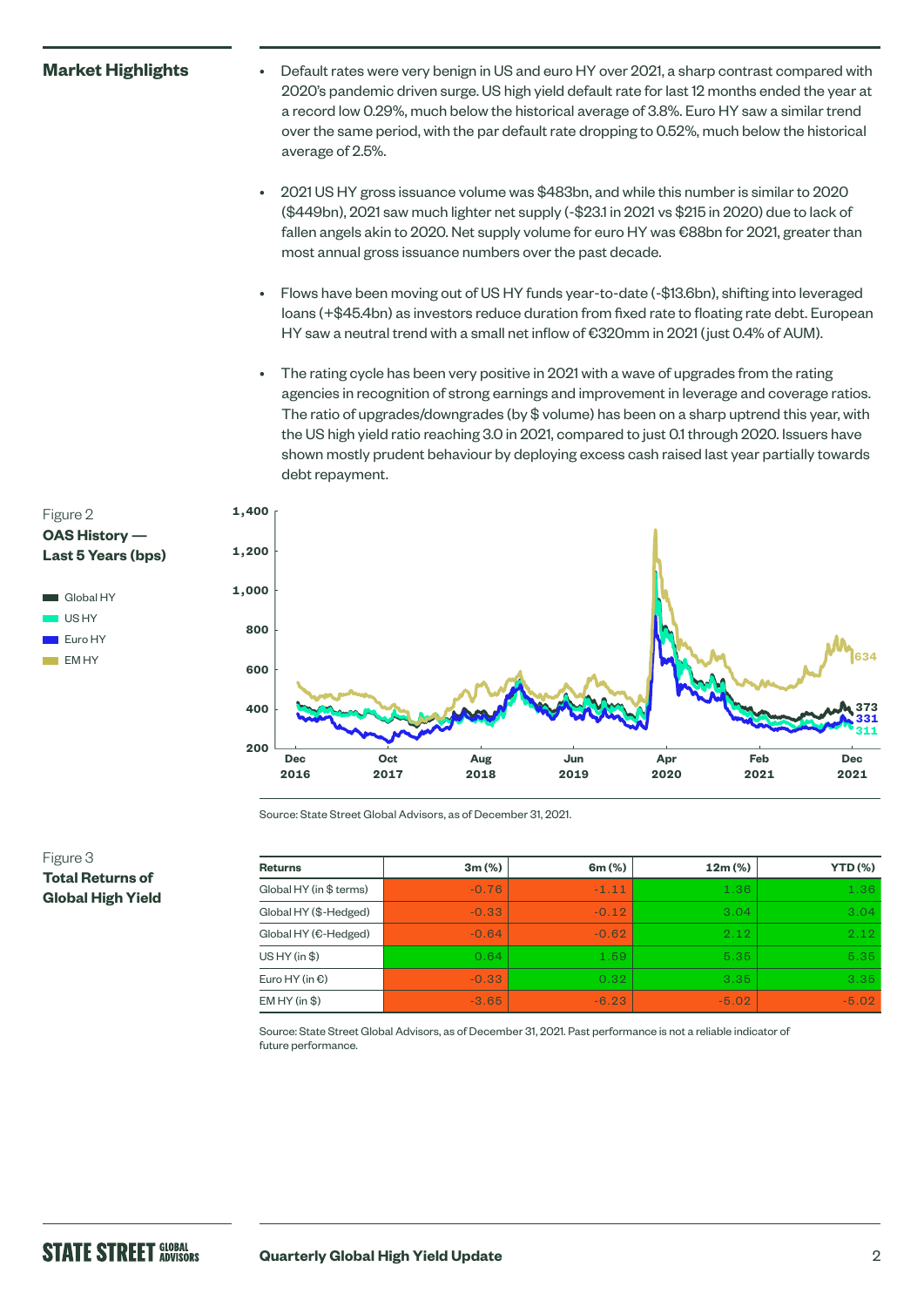## Market Highlights

- Default rates were very benign in US and euro HY over 2021, a sharp contrast compared with 2020's pandemic driven surge. US high yield default rate for last 12 months ended the year at a record low 0.29%, much below the historical average of 3.8%. Euro HY saw a similar trend over the same period, with the par default rate dropping to 0.52%, much below the historical average of 2.5%.
- 2021 US HY gross issuance volume was $483bn, and while this number is similar to 2020 ($449bn), 2021 saw much lighter net supply (-$23.1 in 2021 vs $215 in 2020) due to lack of fallen angels akin to 2020. Net supply volume for euro HY was €88bn for 2021, greater than most annual gross issuance numbers over the past decade.
- Flows have been moving out of US HY funds year-to-date (-$13.6bn), shifting into leveraged loans (+$45.4bn) as investors reduce duration from fixed rate to floating rate debt. European HY saw a neutral trend with a small net inflow of €320mm in 2021 (just 0.4% of AUM).
- The rating cycle has been very positive in 2021 with a wave of upgrades from the rating agencies in recognition of strong earnings and improvement in leverage and coverage ratios. The ratio of upgrades/downgrades (by $ volume) has been on a sharp uptrend this year, with the US high yield ratio reaching 3.0 in 2021, compared to just 0.1 through 2020. Issuers have shown mostly prudent behaviour by deploying excess cash raised last year partially towards debt repayment.

Figure 2
**OAS History — Last 5 Years (bps)**

Legend: Global HY, US HY, Euro HY, EM HY

Latest values (Dec 2021): EM HY 634; Global HY 373; Euro HY 331; US HY 311

Source: State Street Global Advisors, as of December 31, 2021.

Figure 3
**Total Returns of Global High Yield**

| Returns | 3m (%) | 6m (%) | 12m (%) | YTD (%) |
|---|---|---|---|---|
| Global HY (in $ terms) | -0.76 | -1.11 | 1.36 | 1.36 |
| Global HY ($-Hedged) | -0.33 | -0.12 | 3.04 | 3.04 |
| Global HY (€-Hedged) | -0.64 | -0.62 | 2.12 | 2.12 |
| US HY (in $) | 0.64 | 1.59 | 5.35 | 5.35 |
| Euro HY (in €) | -0.33 | 0.32 | 3.35 | 3.35 |
| EM HY (in $) | -3.65 | -6.23 | -5.02 | -5.02 |

Source: State Street Global Advisors, as of December 31, 2021. Past performance is not a reliable indicator of future performance.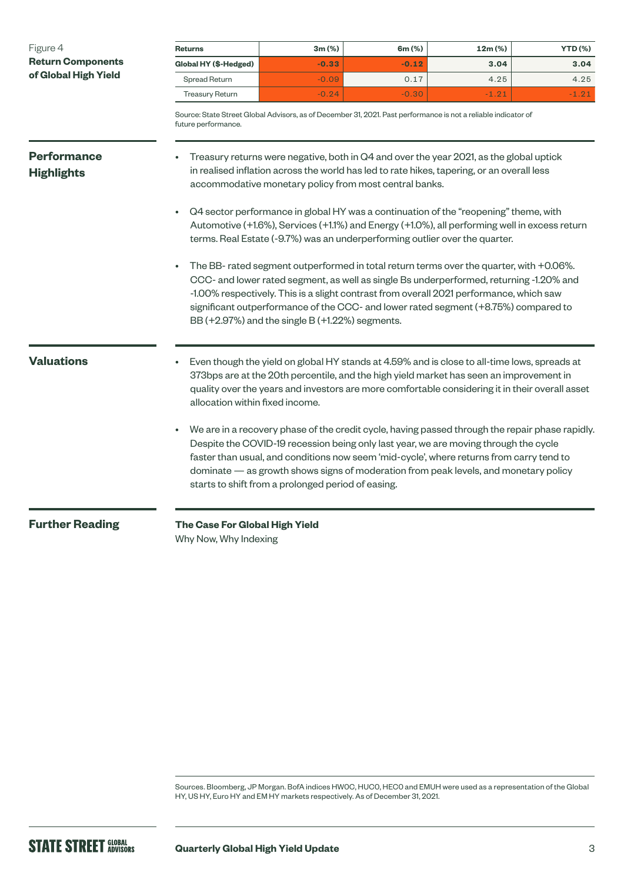Figure 4
**Return Components of Global High Yield**

| Returns | 3m (%) | 6m (%) | 12m (%) | YTD (%) |
|---|---|---|---|---|
| **Global HY ($-Hedged)** | **-0.33** | **-0.12** | **3.04** | **3.04** |
| Spread Return | -0.09 | 0.17 | 4.25 | 4.25 |
| Treasury Return | -0.24 | -0.30 | -1.21 | -1.21 |

Source: State Street Global Advisors, as of December 31, 2021. Past performance is not a reliable indicator of future performance.

## Performance Highlights

- Treasury returns were negative, both in Q4 and over the year 2021, as the global uptick in realised inflation across the world has led to rate hikes, tapering, or an overall less accommodative monetary policy from most central banks.
- Q4 sector performance in global HY was a continuation of the "reopening" theme, with Automotive (+1.6%), Services (+1.1%) and Energy (+1.0%), all performing well in excess return terms. Real Estate (-9.7%) was an underperforming outlier over the quarter.
- The BB- rated segment outperformed in total return terms over the quarter, with +0.06%. CCC- and lower rated segment, as well as single Bs underperformed, returning -1.20% and -1.00% respectively. This is a slight contrast from overall 2021 performance, which saw significant outperformance of the CCC- and lower rated segment (+8.75%) compared to BB (+2.97%) and the single B (+1.22%) segments.

## Valuations

- Even though the yield on global HY stands at 4.59% and is close to all-time lows, spreads at 373bps are at the 20th percentile, and the high yield market has seen an improvement in quality over the years and investors are more comfortable considering it in their overall asset allocation within fixed income.
- We are in a recovery phase of the credit cycle, having passed through the repair phase rapidly. Despite the COVID-19 recession being only last year, we are moving through the cycle faster than usual, and conditions now seem 'mid-cycle', where returns from carry tend to dominate — as growth shows signs of moderation from peak levels, and monetary policy starts to shift from a prolonged period of easing.

## Further Reading

**The Case For Global High Yield**
Why Now, Why Indexing

Sources. Bloomberg, JP Morgan. BofA indices HW0C, HUC0, HEC0 and EMUH were used as a representation of the Global HY, US HY, Euro HY and EM HY markets respectively. As of December 31, 2021.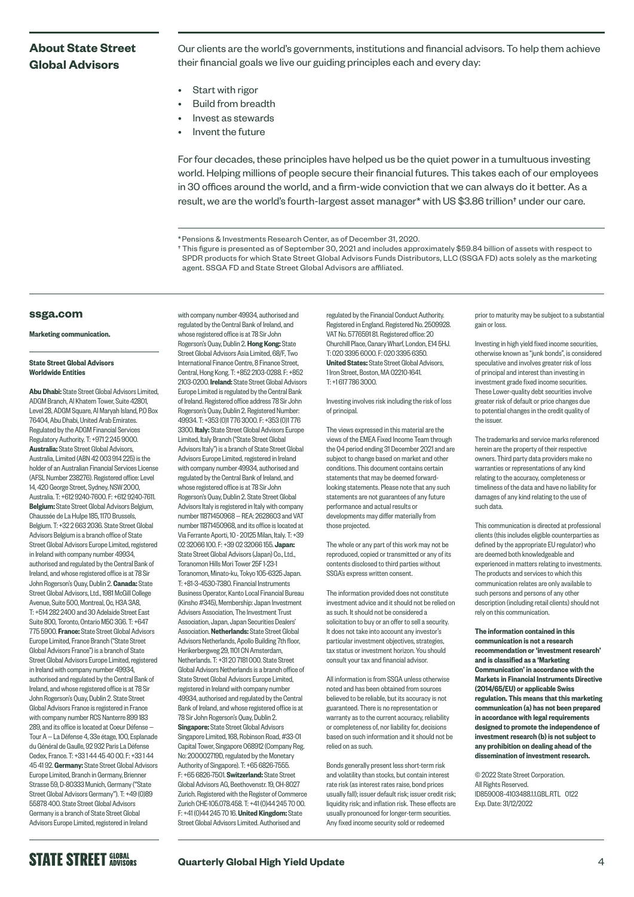## About State Street Global Advisors

Our clients are the world's governments, institutions and financial advisors. To help them achieve their financial goals we live our guiding principles each and every day:

- Start with rigor
- Build from breadth
- Invest as stewards
- Invent the future

For four decades, these principles have helped us be the quiet power in a tumultuous investing world. Helping millions of people secure their financial futures. This takes each of our employees in 30 offices around the world, and a firm-wide conviction that we can always do it better. As a result, we are the world's fourth-largest asset manager* with US $3.86 trillion† under our care.

\* Pensions & Investments Research Center, as of December 31, 2020.

† This figure is presented as of September 30, 2021 and includes approximately $59.84 billion of assets with respect to SPDR products for which State Street Global Advisors Funds Distributors, LLC (SSGA FD) acts solely as the marketing agent. SSGA FD and State Street Global Advisors are affiliated.

**ssga.com**

**Marketing communication.**

**State Street Global Advisors Worldwide Entities**

**Abu Dhabi:** State Street Global Advisors Limited, ADGM Branch, Al Khatem Tower, Suite 42801, Level 28, ADGM Square, Al Maryah Island, P.O Box 76404, Abu Dhabi, United Arab Emirates. Regulated by the ADGM Financial Services Regulatory Authority. T: +971 2 245 9000. **Australia:** State Street Global Advisors, Australia, Limited (ABN 42 003 914 225) is the holder of an Australian Financial Services License (AFSL Number 238276). Registered office: Level 14, 420 George Street, Sydney, NSW 2000, Australia. T: +612 9240-7600. F: +612 9240-7611. **Belgium:** State Street Global Advisors Belgium, Chaussée de La Hulpe 185, 1170 Brussels, Belgium. T: +32 2 663 2036. State Street Global Advisors Belgium is a branch office of State Street Global Advisors Europe Limited, registered in Ireland with company number 49934, authorised and regulated by the Central Bank of Ireland, and whose registered office is at 78 Sir John Rogerson's Quay, Dublin 2. **Canada:** State Street Global Advisors, Ltd., 1981 McGill College Avenue, Suite 500, Montreal, Qc, H3A 3A8, T: +514 282 2400 and 30 Adelaide Street East Suite 800, Toronto, Ontario M5C 3G6. T: +647 775 5900. **France:** State Street Global Advisors Europe Limited, France Branch ("State Street Global Advisors France") is a branch of State Street Global Advisors Europe Limited, registered in Ireland with company number 49934, authorised and regulated by the Central Bank of Ireland, and whose registered office is at 78 Sir John Rogerson's Quay, Dublin 2. State Street Global Advisors France is registered in France with company number RCS Nanterre 899 183 289, and its office is located at Coeur Défense — Tour A — La Défense 4, 33e étage, 100, Esplanade du Général de Gaulle, 92 932 Paris La Défense Cedex, France. T: +33 1 44 45 40 00. F: +33 1 44 45 41 92. **Germany:** State Street Global Advisors Europe Limited, Branch in Germany, Brienner Strasse 59, D-80333 Munich, Germany ("State Street Global Advisors Germany"). T: +49 (0)89 55878 400. State Street Global Advisors Germany is a branch of State Street Global Advisors Europe Limited, registered in Ireland with company number 49934, authorised and regulated by the Central Bank of Ireland, and whose registered office is at 78 Sir John Rogerson's Quay, Dublin 2. **Hong Kong:** State Street Global Advisors Asia Limited, 68/F, Two International Finance Centre, 8 Finance Street, Central, Hong Kong. T: +852 2103-0288. F: +852 2103-0200. **Ireland:** State Street Global Advisors Europe Limited is regulated by the Central Bank of Ireland. Registered office address 78 Sir John Rogerson's Quay, Dublin 2. Registered Number: 49934. T: +353 (0)1 776 3000. F: +353 (0)1 776 3300. **Italy:** State Street Global Advisors Europe Limited, Italy Branch ("State Street Global Advisors Italy") is a branch of State Street Global Advisors Europe Limited, registered in Ireland with company number 49934, authorised and regulated by the Central Bank of Ireland, and whose registered office is at 78 Sir John Rogerson's Quay, Dublin 2. State Street Global Advisors Italy is registered in Italy with company number 11871450968 — REA: 2628603 and VAT number 11871450968, and its office is located at Via Ferrante Aporti, 10 - 20125 Milan, Italy. T: +39 02 32066 100. F: +39 02 32066 155. **Japan:** State Street Global Advisors (Japan) Co., Ltd., Toranomon Hills Mori Tower 25F 1-23-1 Toranomon, Minato-ku, Tokyo 105-6325 Japan. T: +81-3-4530-7380. Financial Instruments Business Operator, Kanto Local Financial Bureau (Kinsho #345), Membership: Japan Investment Advisers Association, The Investment Trust Association, Japan, Japan Securities Dealers' Association. **Netherlands:** State Street Global Advisors Netherlands, Apollo Building 7th floor, Herikerbergweg 29, 1101 CN Amsterdam, Netherlands. T: +31 20 7181 000. State Street Global Advisors Netherlands is a branch office of State Street Global Advisors Europe Limited, registered in Ireland with company number 49934, authorised and regulated by the Central Bank of Ireland, and whose registered office is at 78 Sir John Rogerson's Quay, Dublin 2. **Singapore:** State Street Global Advisors Singapore Limited, 168, Robinson Road, #33-01 Capital Tower, Singapore 068912 (Company Reg. No: 200002719D, regulated by the Monetary Authority of Singapore). T: +65 6826-7555. F: +65 6826-7501. **Switzerland:** State Street Global Advisors AG, Beethovenstr. 19, CH-8027 Zurich. Registered with the Register of Commerce Zurich CHE-105.078.458. T: +41 (0)44 245 70 00. F: +41 (0)44 245 70 16. **United Kingdom:** State Street Global Advisors Limited. Authorised and regulated by the Financial Conduct Authority. Registered in England. Registered No. 2509928. VAT No. 5776591 81. Registered office: 20 Churchill Place, Canary Wharf, London, E14 5HJ. T: 020 3395 6000. F: 020 3395 6350. **United States:** State Street Global Advisors, 1 Iron Street, Boston, MA 02210-1641. T: +1 617 786 3000.

Investing involves risk including the risk of loss of principal.

The views expressed in this material are the views of the EMEA Fixed Income Team through the Q4 period ending 31 December 2021 and are subject to change based on market and other conditions. This document contains certain statements that may be deemed forward-looking statements. Please note that any such statements are not guarantees of any future performance and actual results or developments may differ materially from those projected.

The whole or any part of this work may not be reproduced, copied or transmitted or any of its contents disclosed to third parties without SSGA's express written consent.

The information provided does not constitute investment advice and it should not be relied on as such. It should not be considered a solicitation to buy or an offer to sell a security. It does not take into account any investor's particular investment objectives, strategies, tax status or investment horizon. You should consult your tax and financial advisor.

All information is from SSGA unless otherwise noted and has been obtained from sources believed to be reliable, but its accuracy is not guaranteed. There is no representation or warranty as to the current accuracy, reliability or completeness of, nor liability for, decisions based on such information and it should not be relied on as such.

Bonds generally present less short-term risk and volatility than stocks, but contain interest rate risk (as interest rates raise, bond prices usually fall); issuer default risk; issuer credit risk; liquidity risk; and inflation risk. These effects are usually pronounced for longer-term securities. Any fixed income security sold or redeemed prior to maturity may be subject to a substantial gain or loss.

Investing in high yield fixed income securities, otherwise known as "junk bonds", is considered speculative and involves greater risk of loss of principal and interest than investing in investment grade fixed income securities. These Lower-quality debt securities involve greater risk of default or price changes due to potential changes in the credit quality of the issuer.

The trademarks and service marks referenced herein are the property of their respective owners. Third party data providers make no warranties or representations of any kind relating to the accuracy, completeness or timeliness of the data and have no liability for damages of any kind relating to the use of such data.

This communication is directed at professional clients (this includes eligible counterparties as defined by the appropriate EU regulator) who are deemed both knowledgeable and experienced in matters relating to investments. The products and services to which this communication relates are only available to such persons and persons of any other description (including retail clients) should not rely on this communication.

**The information contained in this communication is not a research recommendation or 'investment research' and is classified as a 'Marketing Communication' in accordance with the Markets in Financial Instruments Directive (2014/65/EU) or applicable Swiss regulation. This means that this marketing communication (a) has not been prepared in accordance with legal requirements designed to promote the independence of investment research (b) is not subject to any prohibition on dealing ahead of the dissemination of investment research.**

© 2022 State Street Corporation.
All Rights Reserved.
ID859008-4103488.1.1.GBL.RTL 0122
Exp. Date: 31/12/2022